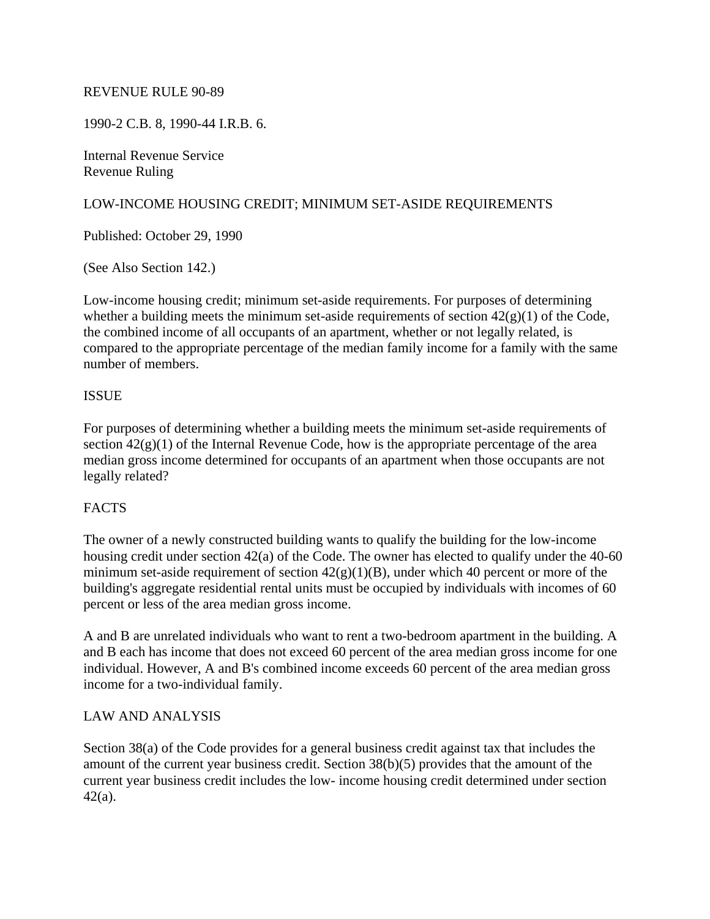REVENUE RULE 90-89

1990-2 C.B. 8, 1990-44 I.R.B. 6.

Internal Revenue Service
Revenue Ruling

LOW-INCOME HOUSING CREDIT; MINIMUM SET-ASIDE REQUIREMENTS

Published: October 29, 1990

(See Also Section 142.)

Low-income housing credit; minimum set-aside requirements. For purposes of determining whether a building meets the minimum set-aside requirements of section 42(g)(1) of the Code, the combined income of all occupants of an apartment, whether or not legally related, is compared to the appropriate percentage of the median family income for a family with the same number of members.

## ISSUE

For purposes of determining whether a building meets the minimum set-aside requirements of section 42(g)(1) of the Internal Revenue Code, how is the appropriate percentage of the area median gross income determined for occupants of an apartment when those occupants are not legally related?

## FACTS

The owner of a newly constructed building wants to qualify the building for the low-income housing credit under section 42(a) of the Code. The owner has elected to qualify under the 40-60 minimum set-aside requirement of section 42(g)(1)(B), under which 40 percent or more of the building's aggregate residential rental units must be occupied by individuals with incomes of 60 percent or less of the area median gross income.

A and B are unrelated individuals who want to rent a two-bedroom apartment in the building. A and B each has income that does not exceed 60 percent of the area median gross income for one individual. However, A and B's combined income exceeds 60 percent of the area median gross income for a two-individual family.

## LAW AND ANALYSIS

Section 38(a) of the Code provides for a general business credit against tax that includes the amount of the current year business credit. Section 38(b)(5) provides that the amount of the current year business credit includes the low- income housing credit determined under section 42(a).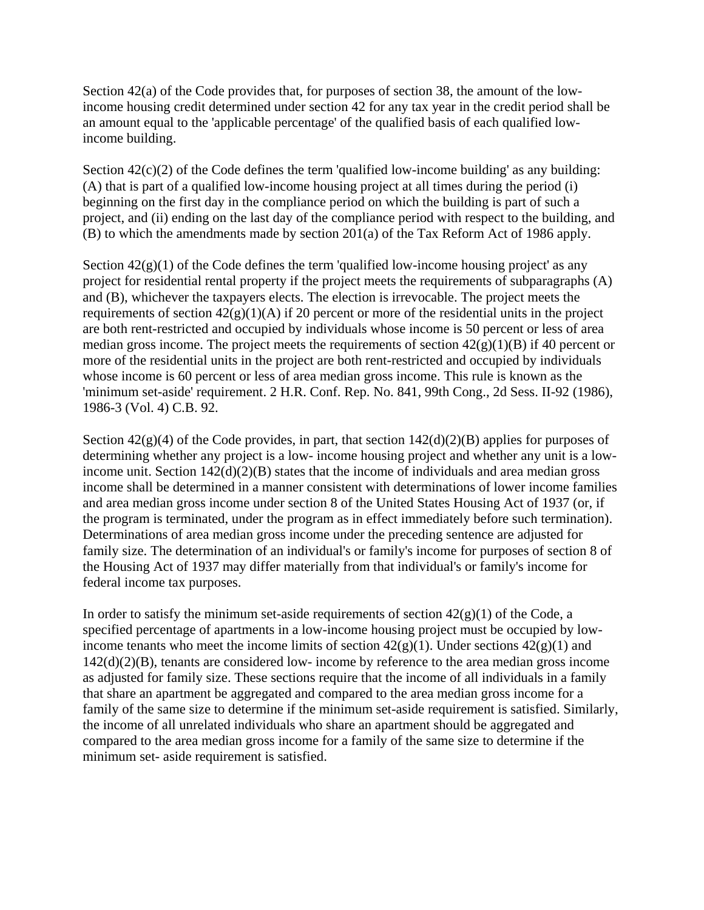Section 42(a) of the Code provides that, for purposes of section 38, the amount of the low-income housing credit determined under section 42 for any tax year in the credit period shall be an amount equal to the 'applicable percentage' of the qualified basis of each qualified low-income building.

Section 42(c)(2) of the Code defines the term 'qualified low-income building' as any building: (A) that is part of a qualified low-income housing project at all times during the period (i) beginning on the first day in the compliance period on which the building is part of such a project, and (ii) ending on the last day of the compliance period with respect to the building, and (B) to which the amendments made by section 201(a) of the Tax Reform Act of 1986 apply.

Section 42(g)(1) of the Code defines the term 'qualified low-income housing project' as any project for residential rental property if the project meets the requirements of subparagraphs (A) and (B), whichever the taxpayers elects. The election is irrevocable. The project meets the requirements of section 42(g)(1)(A) if 20 percent or more of the residential units in the project are both rent-restricted and occupied by individuals whose income is 50 percent or less of area median gross income. The project meets the requirements of section 42(g)(1)(B) if 40 percent or more of the residential units in the project are both rent-restricted and occupied by individuals whose income is 60 percent or less of area median gross income. This rule is known as the 'minimum set-aside' requirement. 2 H.R. Conf. Rep. No. 841, 99th Cong., 2d Sess. II-92 (1986), 1986-3 (Vol. 4) C.B. 92.

Section 42(g)(4) of the Code provides, in part, that section 142(d)(2)(B) applies for purposes of determining whether any project is a low- income housing project and whether any unit is a low-income unit. Section 142(d)(2)(B) states that the income of individuals and area median gross income shall be determined in a manner consistent with determinations of lower income families and area median gross income under section 8 of the United States Housing Act of 1937 (or, if the program is terminated, under the program as in effect immediately before such termination). Determinations of area median gross income under the preceding sentence are adjusted for family size. The determination of an individual's or family's income for purposes of section 8 of the Housing Act of 1937 may differ materially from that individual's or family's income for federal income tax purposes.

In order to satisfy the minimum set-aside requirements of section 42(g)(1) of the Code, a specified percentage of apartments in a low-income housing project must be occupied by low-income tenants who meet the income limits of section 42(g)(1). Under sections 42(g)(1) and 142(d)(2)(B), tenants are considered low- income by reference to the area median gross income as adjusted for family size. These sections require that the income of all individuals in a family that share an apartment be aggregated and compared to the area median gross income for a family of the same size to determine if the minimum set-aside requirement is satisfied. Similarly, the income of all unrelated individuals who share an apartment should be aggregated and compared to the area median gross income for a family of the same size to determine if the minimum set- aside requirement is satisfied.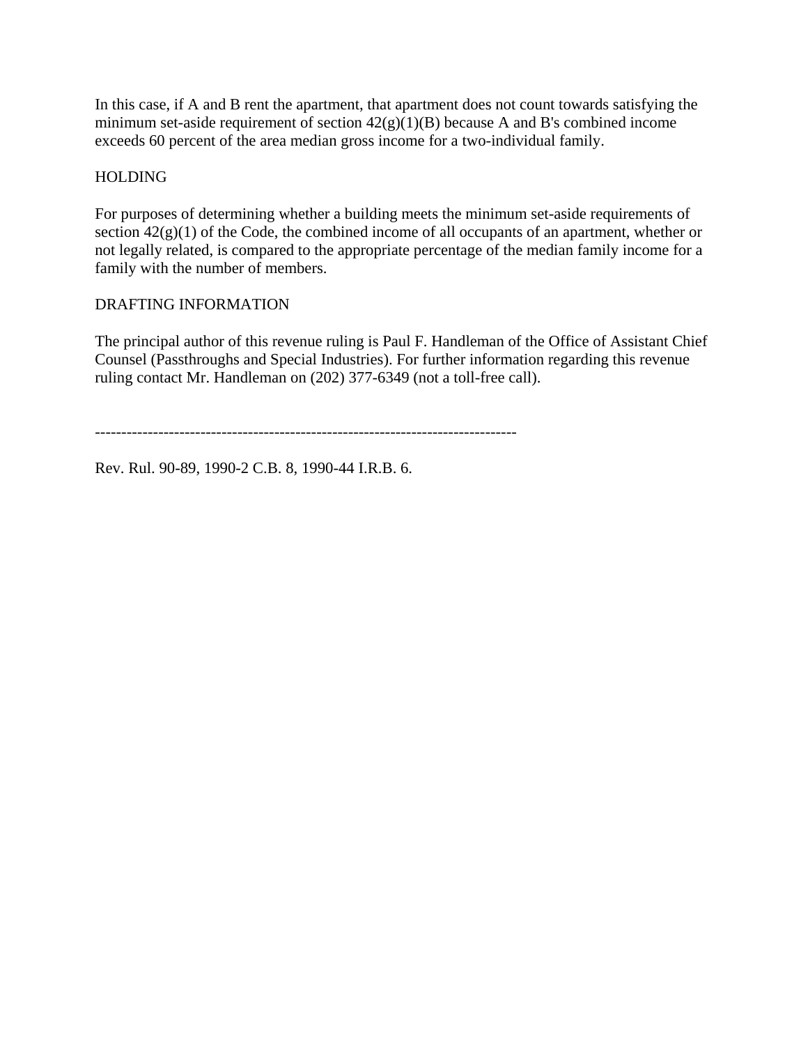In this case, if A and B rent the apartment, that apartment does not count towards satisfying the minimum set-aside requirement of section 42(g)(1)(B) because A and B's combined income exceeds 60 percent of the area median gross income for a two-individual family.

## HOLDING

For purposes of determining whether a building meets the minimum set-aside requirements of section 42(g)(1) of the Code, the combined income of all occupants of an apartment, whether or not legally related, is compared to the appropriate percentage of the median family income for a family with the number of members.

## DRAFTING INFORMATION

The principal author of this revenue ruling is Paul F. Handleman of the Office of Assistant Chief Counsel (Passthroughs and Special Industries). For further information regarding this revenue ruling contact Mr. Handleman on (202) 377-6349 (not a toll-free call).

---

Rev. Rul. 90-89, 1990-2 C.B. 8, 1990-44 I.R.B. 6.